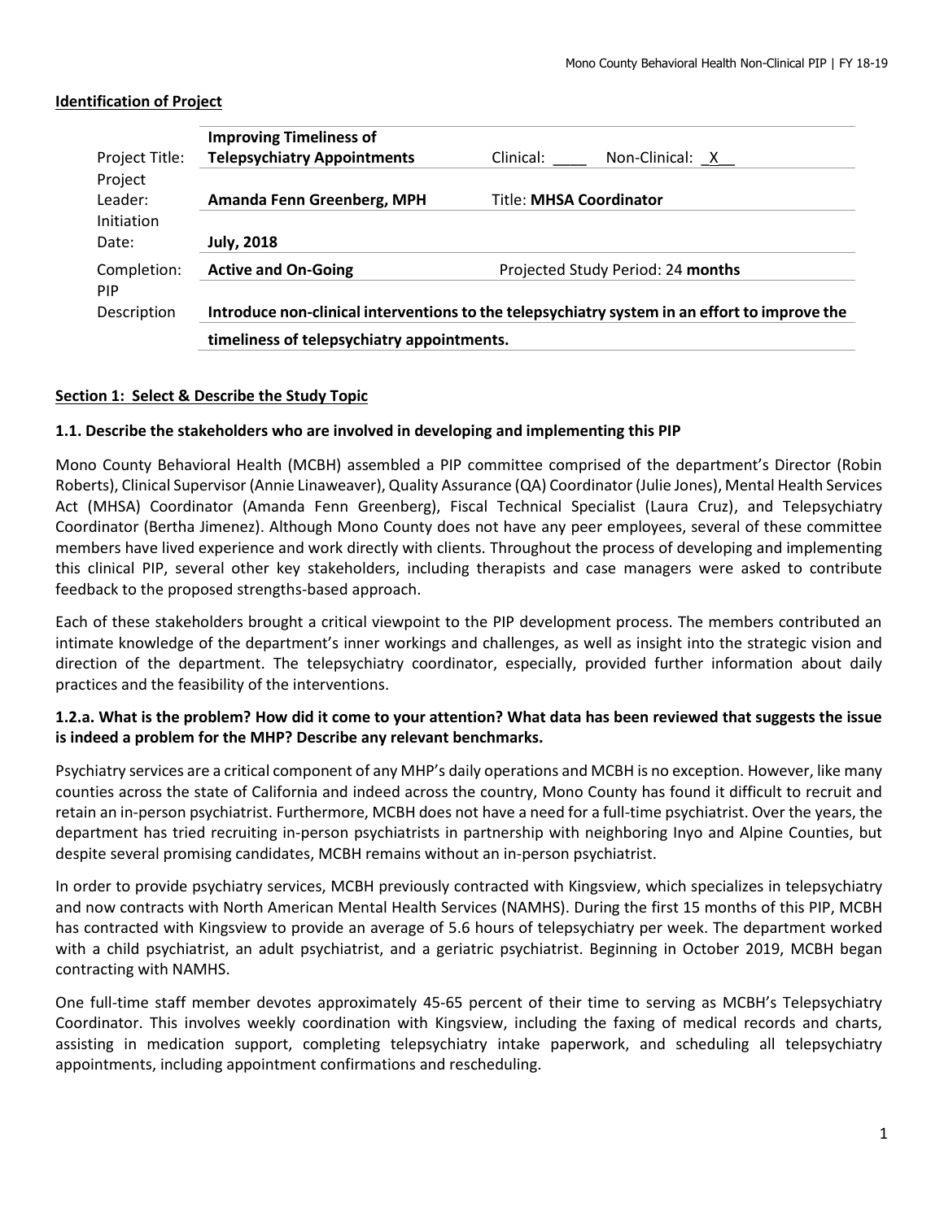## Identification of Project

| | | |
|---|---|---|
| Project Title: | **Improving Timeliness of Telepsychiatry Appointments** | Clinical: ____ Non-Clinical: _X__ |
| Project Leader: | **Amanda Fenn Greenberg, MPH** | Title: **MHSA Coordinator** |
| Initiation Date: | **July, 2018** | |
| Completion: | **Active and On-Going** | Projected Study Period: 24 **months** |
| PIP Description | **Introduce non-clinical interventions to the telepsychiatry system in an effort to improve the timeliness of telepsychiatry appointments.** | |

## Section 1: Select & Describe the Study Topic

### 1.1. Describe the stakeholders who are involved in developing and implementing this PIP

Mono County Behavioral Health (MCBH) assembled a PIP committee comprised of the department's Director (Robin Roberts), Clinical Supervisor (Annie Linaweaver), Quality Assurance (QA) Coordinator (Julie Jones), Mental Health Services Act (MHSA) Coordinator (Amanda Fenn Greenberg), Fiscal Technical Specialist (Laura Cruz), and Telepsychiatry Coordinator (Bertha Jimenez). Although Mono County does not have any peer employees, several of these committee members have lived experience and work directly with clients. Throughout the process of developing and implementing this clinical PIP, several other key stakeholders, including therapists and case managers were asked to contribute feedback to the proposed strengths-based approach.

Each of these stakeholders brought a critical viewpoint to the PIP development process. The members contributed an intimate knowledge of the department's inner workings and challenges, as well as insight into the strategic vision and direction of the department. The telepsychiatry coordinator, especially, provided further information about daily practices and the feasibility of the interventions.

### 1.2.a. What is the problem? How did it come to your attention? What data has been reviewed that suggests the issue is indeed a problem for the MHP? Describe any relevant benchmarks.

Psychiatry services are a critical component of any MHP's daily operations and MCBH is no exception. However, like many counties across the state of California and indeed across the country, Mono County has found it difficult to recruit and retain an in-person psychiatrist. Furthermore, MCBH does not have a need for a full-time psychiatrist. Over the years, the department has tried recruiting in-person psychiatrists in partnership with neighboring Inyo and Alpine Counties, but despite several promising candidates, MCBH remains without an in-person psychiatrist.

In order to provide psychiatry services, MCBH previously contracted with Kingsview, which specializes in telepsychiatry and now contracts with North American Mental Health Services (NAMHS). During the first 15 months of this PIP, MCBH has contracted with Kingsview to provide an average of 5.6 hours of telepsychiatry per week. The department worked with a child psychiatrist, an adult psychiatrist, and a geriatric psychiatrist. Beginning in October 2019, MCBH began contracting with NAMHS.

One full-time staff member devotes approximately 45-65 percent of their time to serving as MCBH's Telepsychiatry Coordinator. This involves weekly coordination with Kingsview, including the faxing of medical records and charts, assisting in medication support, completing telepsychiatry intake paperwork, and scheduling all telepsychiatry appointments, including appointment confirmations and rescheduling.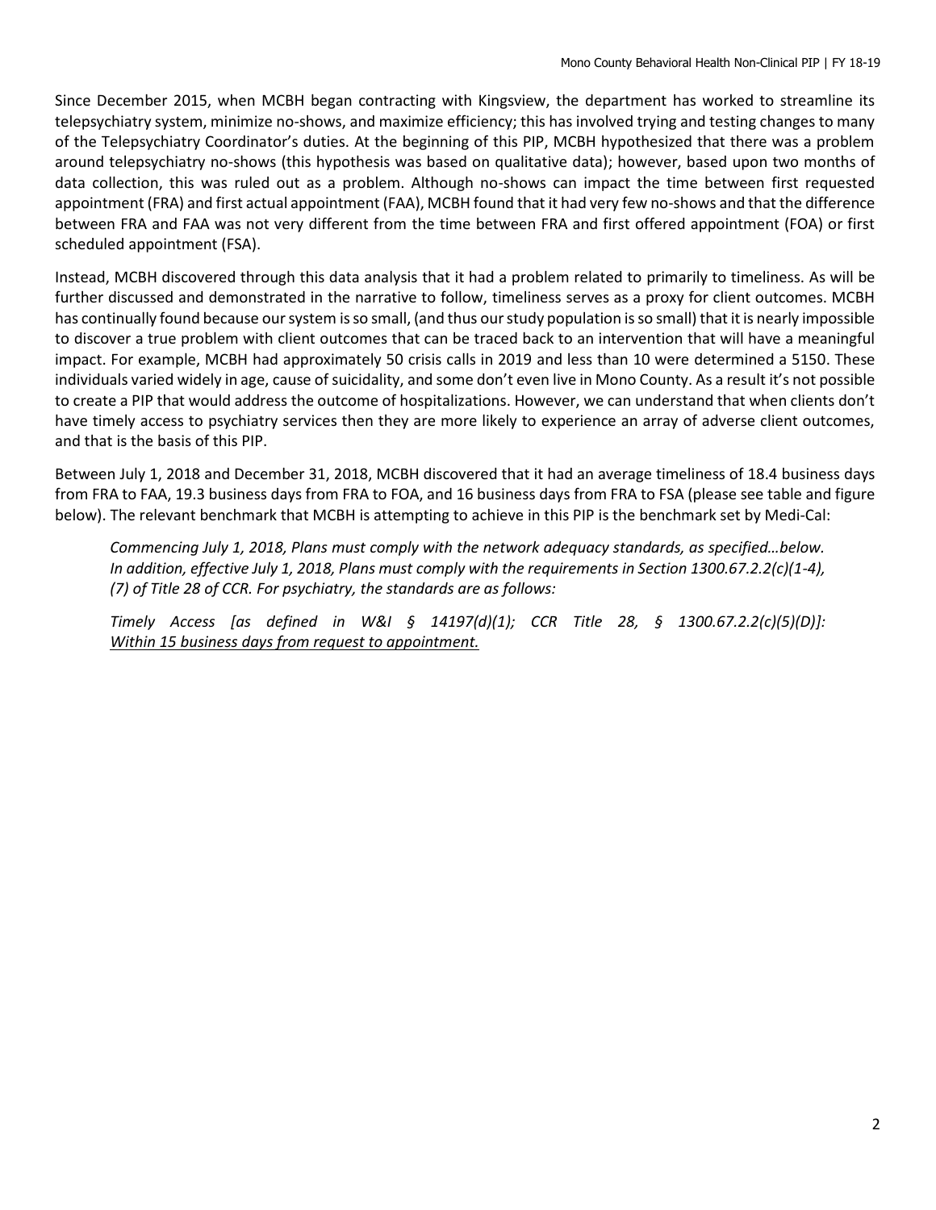Since December 2015, when MCBH began contracting with Kingsview, the department has worked to streamline its telepsychiatry system, minimize no-shows, and maximize efficiency; this has involved trying and testing changes to many of the Telepsychiatry Coordinator's duties. At the beginning of this PIP, MCBH hypothesized that there was a problem around telepsychiatry no-shows (this hypothesis was based on qualitative data); however, based upon two months of data collection, this was ruled out as a problem. Although no-shows can impact the time between first requested appointment (FRA) and first actual appointment (FAA), MCBH found that it had very few no-shows and that the difference between FRA and FAA was not very different from the time between FRA and first offered appointment (FOA) or first scheduled appointment (FSA).

Instead, MCBH discovered through this data analysis that it had a problem related to primarily to timeliness. As will be further discussed and demonstrated in the narrative to follow, timeliness serves as a proxy for client outcomes. MCBH has continually found because our system is so small, (and thus our study population is so small) that it is nearly impossible to discover a true problem with client outcomes that can be traced back to an intervention that will have a meaningful impact. For example, MCBH had approximately 50 crisis calls in 2019 and less than 10 were determined a 5150. These individuals varied widely in age, cause of suicidality, and some don't even live in Mono County. As a result it's not possible to create a PIP that would address the outcome of hospitalizations. However, we can understand that when clients don't have timely access to psychiatry services then they are more likely to experience an array of adverse client outcomes, and that is the basis of this PIP.

Between July 1, 2018 and December 31, 2018, MCBH discovered that it had an average timeliness of 18.4 business days from FRA to FAA, 19.3 business days from FRA to FOA, and 16 business days from FRA to FSA (please see table and figure below). The relevant benchmark that MCBH is attempting to achieve in this PIP is the benchmark set by Medi-Cal:

> *Commencing July 1, 2018, Plans must comply with the network adequacy standards, as specified…below. In addition, effective July 1, 2018, Plans must comply with the requirements in Section 1300.67.2.2(c)(1-4), (7) of Title 28 of CCR. For psychiatry, the standards are as follows:*
>
> *Timely Access [as defined in W&I § 14197(d)(1); CCR Title 28, § 1300.67.2.2(c)(5)(D)]: <u>Within 15 business days from request to appointment.</u>*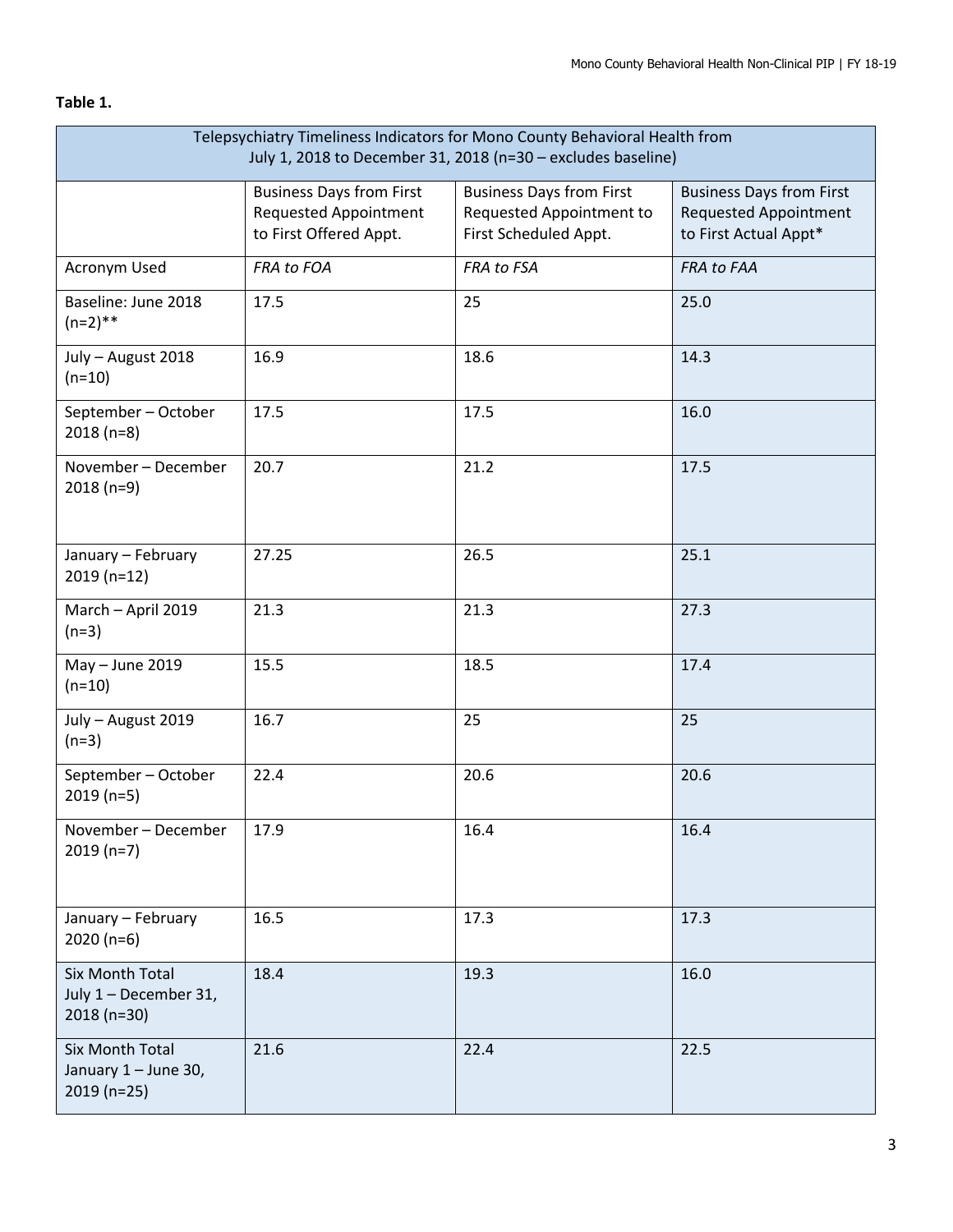**Table 1.**

| Telepsychiatry Timeliness Indicators for Mono County Behavioral Health from July 1, 2018 to December 31, 2018 (n=30 – excludes baseline) | | | |
|---|---|---|---|
| | Business Days from First Requested Appointment to First Offered Appt. | Business Days from First Requested Appointment to First Scheduled Appt. | Business Days from First Requested Appointment to First Actual Appt* |
| Acronym Used | *FRA to FOA* | *FRA to FSA* | *FRA to FAA* |
| Baseline: June 2018 (n=2)** | 17.5 | 25 | 25.0 |
| July – August 2018 (n=10) | 16.9 | 18.6 | 14.3 |
| September – October 2018 (n=8) | 17.5 | 17.5 | 16.0 |
| November – December 2018 (n=9) | 20.7 | 21.2 | 17.5 |
| January – February 2019 (n=12) | 27.25 | 26.5 | 25.1 |
| March – April 2019 (n=3) | 21.3 | 21.3 | 27.3 |
| May – June 2019 (n=10) | 15.5 | 18.5 | 17.4 |
| July – August 2019 (n=3) | 16.7 | 25 | 25 |
| September – October 2019 (n=5) | 22.4 | 20.6 | 20.6 |
| November – December 2019 (n=7) | 17.9 | 16.4 | 16.4 |
| January – February 2020 (n=6) | 16.5 | 17.3 | 17.3 |
| Six Month Total July 1 – December 31, 2018 (n=30) | 18.4 | 19.3 | 16.0 |
| Six Month Total January 1 – June 30, 2019 (n=25) | 21.6 | 22.4 | 22.5 |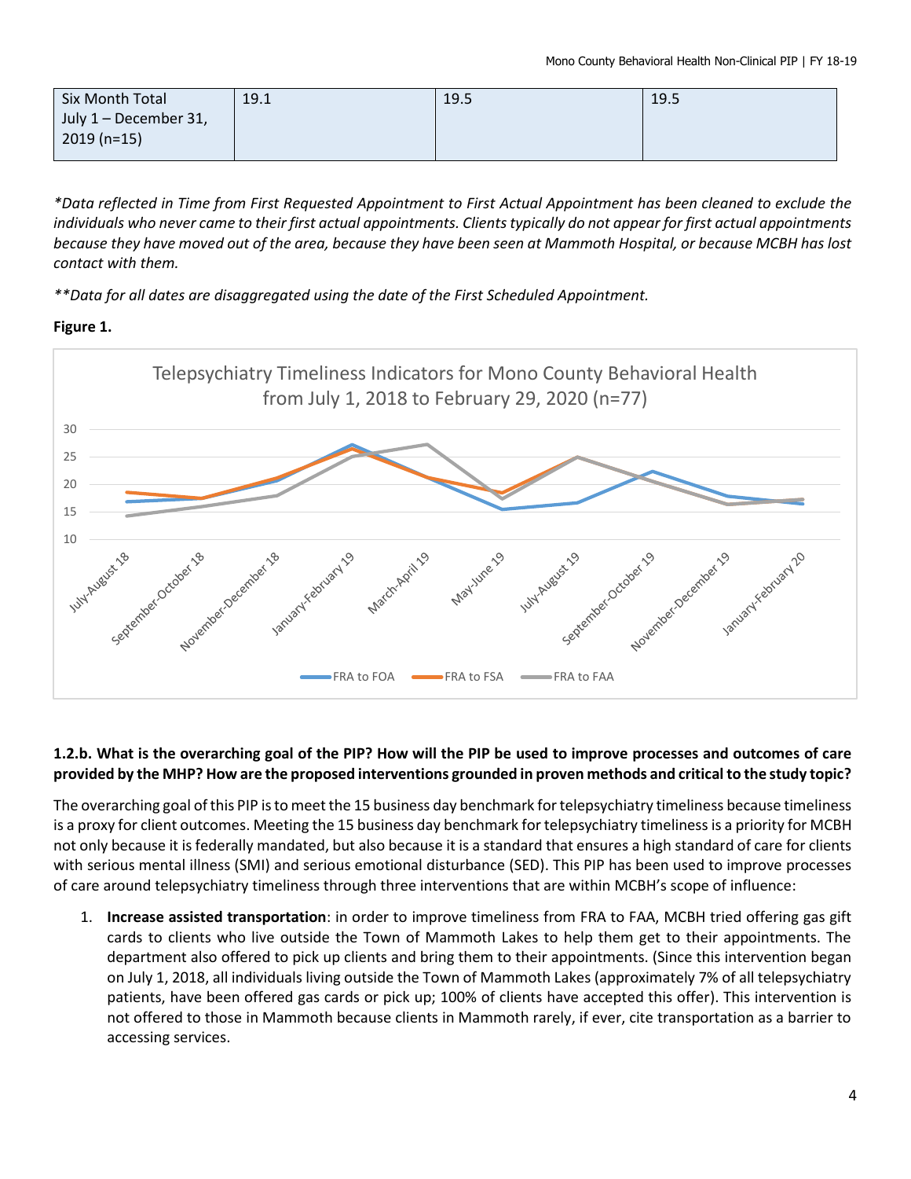| Six Month Total July 1 – December 31, 2019 (n=15) | 19.1 | 19.5 | 19.5 |
|---|---|---|---|

*\*Data reflected in Time from First Requested Appointment to First Actual Appointment has been cleaned to exclude the individuals who never came to their first actual appointments. Clients typically do not appear for first actual appointments because they have moved out of the area, because they have been seen at Mammoth Hospital, or because MCBH has lost contact with them.*

*\*\*Data for all dates are disaggregated using the date of the First Scheduled Appointment.*

**Figure 1.**

Telepsychiatry Timeliness Indicators for Mono County Behavioral Health from July 1, 2018 to February 29, 2020 (n=77)

### 1.2.b. What is the overarching goal of the PIP? How will the PIP be used to improve processes and outcomes of care provided by the MHP? How are the proposed interventions grounded in proven methods and critical to the study topic?

The overarching goal of this PIP is to meet the 15 business day benchmark for telepsychiatry timeliness because timeliness is a proxy for client outcomes. Meeting the 15 business day benchmark for telepsychiatry timeliness is a priority for MCBH not only because it is federally mandated, but also because it is a standard that ensures a high standard of care for clients with serious mental illness (SMI) and serious emotional disturbance (SED). This PIP has been used to improve processes of care around telepsychiatry timeliness through three interventions that are within MCBH's scope of influence:

1. **Increase assisted transportation**: in order to improve timeliness from FRA to FAA, MCBH tried offering gas gift cards to clients who live outside the Town of Mammoth Lakes to help them get to their appointments. The department also offered to pick up clients and bring them to their appointments. (Since this intervention began on July 1, 2018, all individuals living outside the Town of Mammoth Lakes (approximately 7% of all telepsychiatry patients, have been offered gas cards or pick up; 100% of clients have accepted this offer). This intervention is not offered to those in Mammoth because clients in Mammoth rarely, if ever, cite transportation as a barrier to accessing services.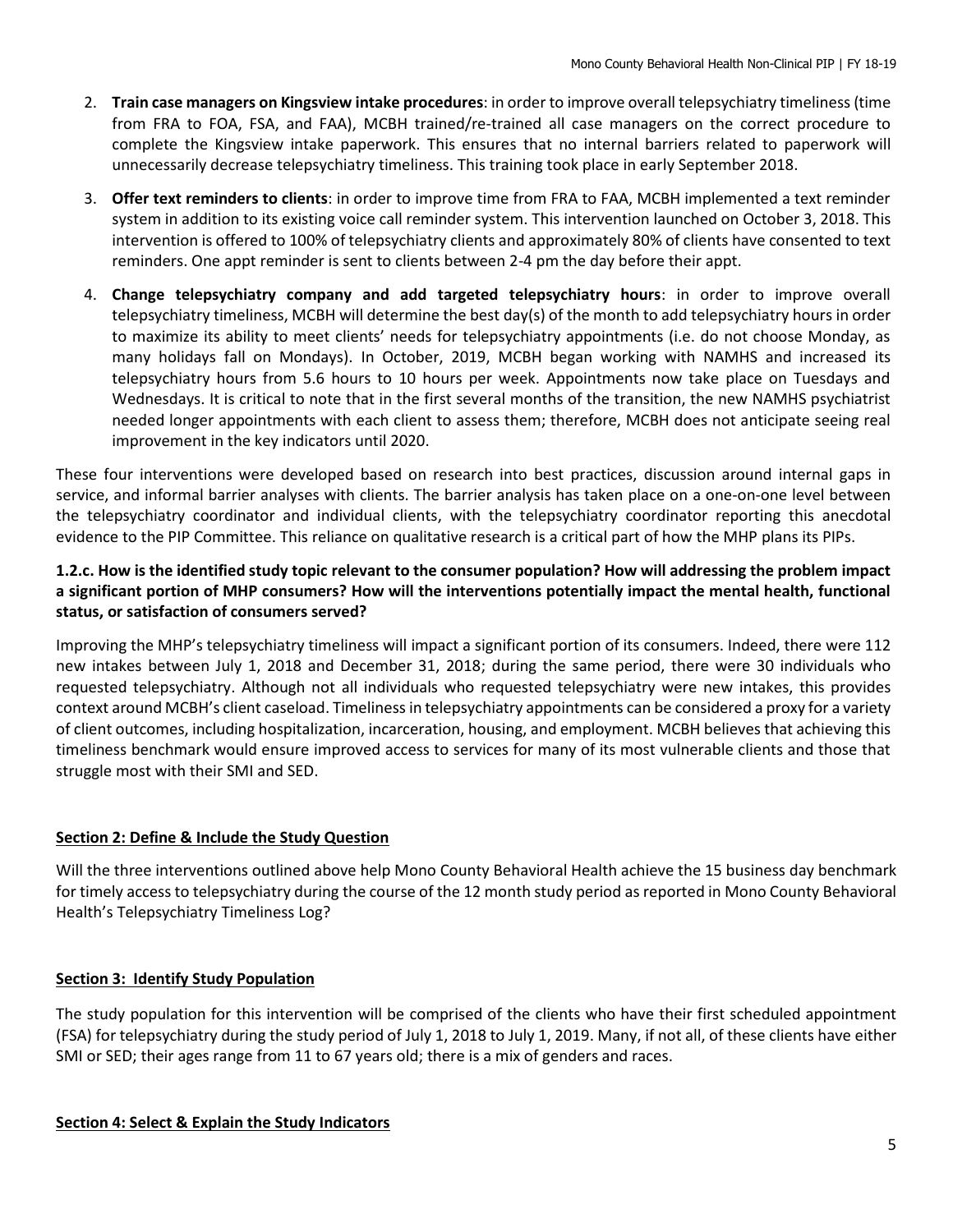2. **Train case managers on Kingsview intake procedures**: in order to improve overall telepsychiatry timeliness (time from FRA to FOA, FSA, and FAA), MCBH trained/re-trained all case managers on the correct procedure to complete the Kingsview intake paperwork. This ensures that no internal barriers related to paperwork will unnecessarily decrease telepsychiatry timeliness. This training took place in early September 2018.
3. **Offer text reminders to clients**: in order to improve time from FRA to FAA, MCBH implemented a text reminder system in addition to its existing voice call reminder system. This intervention launched on October 3, 2018. This intervention is offered to 100% of telepsychiatry clients and approximately 80% of clients have consented to text reminders. One appt reminder is sent to clients between 2-4 pm the day before their appt.
4. **Change telepsychiatry company and add targeted telepsychiatry hours**: in order to improve overall telepsychiatry timeliness, MCBH will determine the best day(s) of the month to add telepsychiatry hours in order to maximize its ability to meet clients' needs for telepsychiatry appointments (i.e. do not choose Monday, as many holidays fall on Mondays). In October, 2019, MCBH began working with NAMHS and increased its telepsychiatry hours from 5.6 hours to 10 hours per week. Appointments now take place on Tuesdays and Wednesdays. It is critical to note that in the first several months of the transition, the new NAMHS psychiatrist needed longer appointments with each client to assess them; therefore, MCBH does not anticipate seeing real improvement in the key indicators until 2020.

These four interventions were developed based on research into best practices, discussion around internal gaps in service, and informal barrier analyses with clients. The barrier analysis has taken place on a one-on-one level between the telepsychiatry coordinator and individual clients, with the telepsychiatry coordinator reporting this anecdotal evidence to the PIP Committee. This reliance on qualitative research is a critical part of how the MHP plans its PIPs.

**1.2.c. How is the identified study topic relevant to the consumer population? How will addressing the problem impact a significant portion of MHP consumers? How will the interventions potentially impact the mental health, functional status, or satisfaction of consumers served?**

Improving the MHP's telepsychiatry timeliness will impact a significant portion of its consumers. Indeed, there were 112 new intakes between July 1, 2018 and December 31, 2018; during the same period, there were 30 individuals who requested telepsychiatry. Although not all individuals who requested telepsychiatry were new intakes, this provides context around MCBH's client caseload. Timeliness in telepsychiatry appointments can be considered a proxy for a variety of client outcomes, including hospitalization, incarceration, housing, and employment. MCBH believes that achieving this timeliness benchmark would ensure improved access to services for many of its most vulnerable clients and those that struggle most with their SMI and SED.

## Section 2: Define & Include the Study Question

Will the three interventions outlined above help Mono County Behavioral Health achieve the 15 business day benchmark for timely access to telepsychiatry during the course of the 12 month study period as reported in Mono County Behavioral Health's Telepsychiatry Timeliness Log?

## Section 3: Identify Study Population

The study population for this intervention will be comprised of the clients who have their first scheduled appointment (FSA) for telepsychiatry during the study period of July 1, 2018 to July 1, 2019. Many, if not all, of these clients have either SMI or SED; their ages range from 11 to 67 years old; there is a mix of genders and races.

## Section 4: Select & Explain the Study Indicators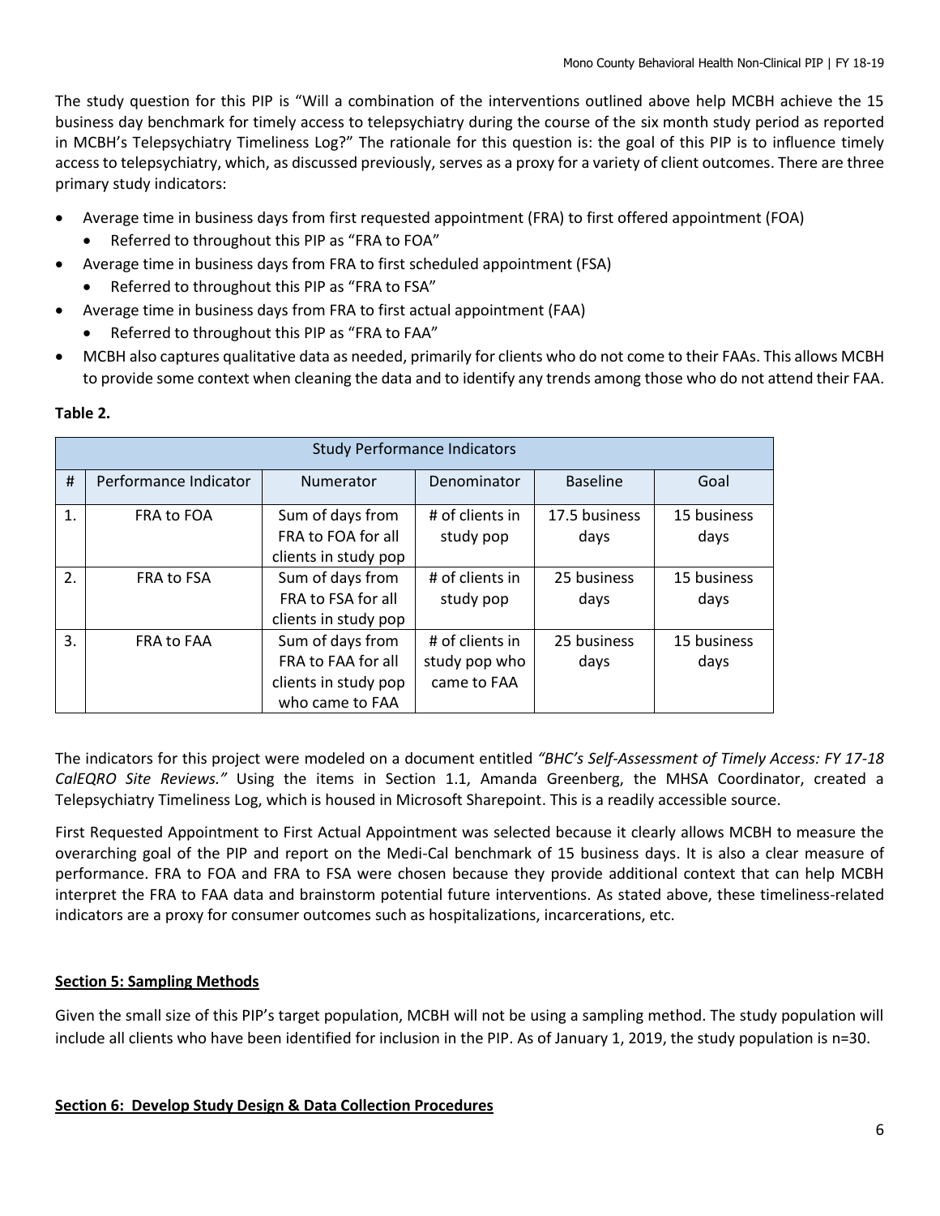The study question for this PIP is "Will a combination of the interventions outlined above help MCBH achieve the 15 business day benchmark for timely access to telepsychiatry during the course of the six month study period as reported in MCBH's Telepsychiatry Timeliness Log?" The rationale for this question is: the goal of this PIP is to influence timely access to telepsychiatry, which, as discussed previously, serves as a proxy for a variety of client outcomes. There are three primary study indicators:

- Average time in business days from first requested appointment (FRA) to first offered appointment (FOA)
  - Referred to throughout this PIP as "FRA to FOA"
- Average time in business days from FRA to first scheduled appointment (FSA)
  - Referred to throughout this PIP as "FRA to FSA"
- Average time in business days from FRA to first actual appointment (FAA)
  - Referred to throughout this PIP as "FRA to FAA"
- MCBH also captures qualitative data as needed, primarily for clients who do not come to their FAAs. This allows MCBH to provide some context when cleaning the data and to identify any trends among those who do not attend their FAA.

**Table 2.**

| Study Performance Indicators | | | | | |
|---|---|---|---|---|---|
| # | Performance Indicator | Numerator | Denominator | Baseline | Goal |
| 1. | FRA to FOA | Sum of days from FRA to FOA for all clients in study pop | # of clients in study pop | 17.5 business days | 15 business days |
| 2. | FRA to FSA | Sum of days from FRA to FSA for all clients in study pop | # of clients in study pop | 25 business days | 15 business days |
| 3. | FRA to FAA | Sum of days from FRA to FAA for all clients in study pop who came to FAA | # of clients in study pop who came to FAA | 25 business days | 15 business days |

The indicators for this project were modeled on a document entitled *"BHC's Self-Assessment of Timely Access: FY 17-18 CalEQRO Site Reviews."* Using the items in Section 1.1, Amanda Greenberg, the MHSA Coordinator, created a Telepsychiatry Timeliness Log, which is housed in Microsoft Sharepoint. This is a readily accessible source.

First Requested Appointment to First Actual Appointment was selected because it clearly allows MCBH to measure the overarching goal of the PIP and report on the Medi-Cal benchmark of 15 business days. It is also a clear measure of performance. FRA to FOA and FRA to FSA were chosen because they provide additional context that can help MCBH interpret the FRA to FAA data and brainstorm potential future interventions. As stated above, these timeliness-related indicators are a proxy for consumer outcomes such as hospitalizations, incarcerations, etc.

**Section 5: Sampling Methods**

Given the small size of this PIP's target population, MCBH will not be using a sampling method. The study population will include all clients who have been identified for inclusion in the PIP. As of January 1, 2019, the study population is n=30.

**Section 6: Develop Study Design & Data Collection Procedures**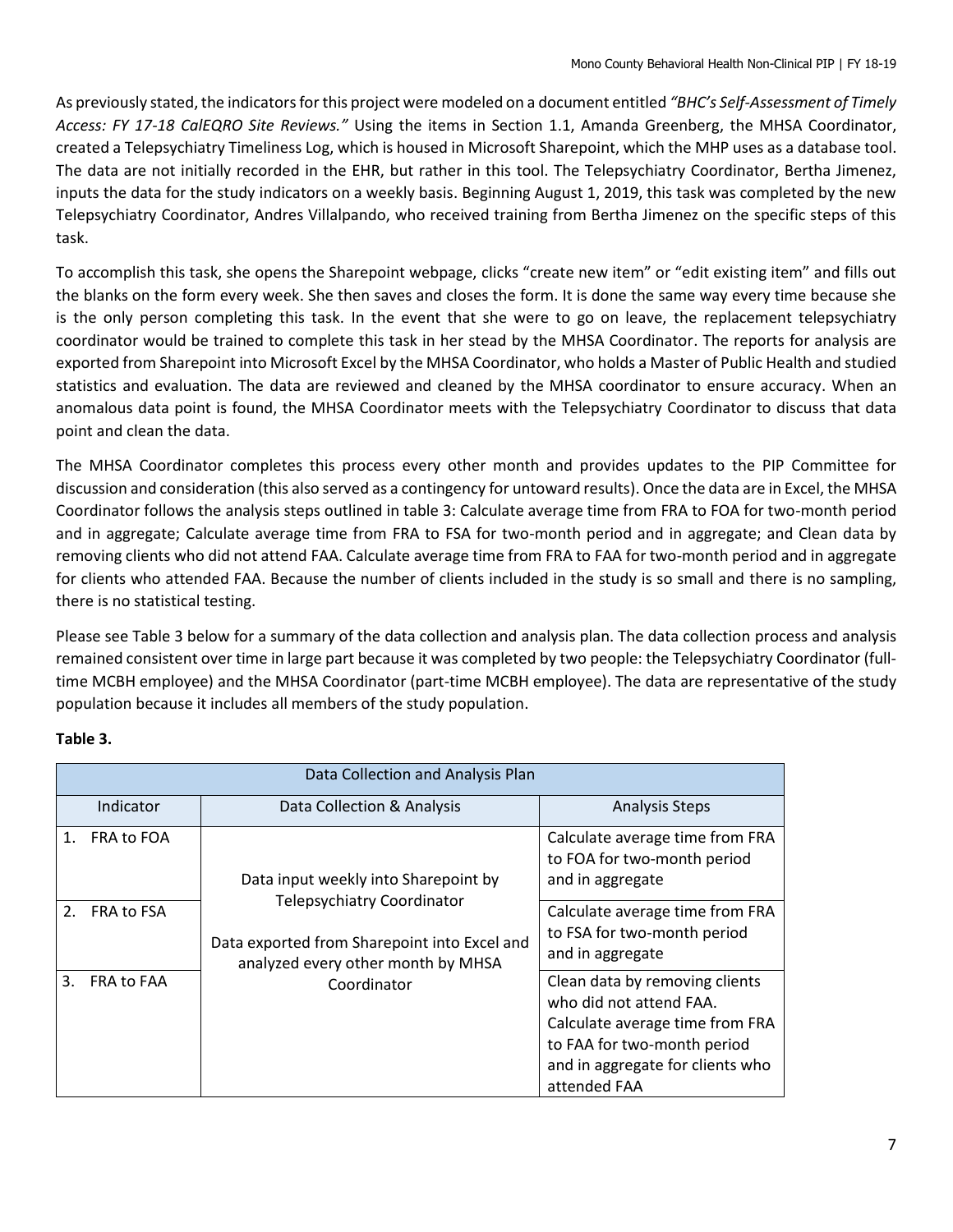As previously stated, the indicators for this project were modeled on a document entitled *"BHC's Self-Assessment of Timely Access: FY 17-18 CalEQRO Site Reviews."* Using the items in Section 1.1, Amanda Greenberg, the MHSA Coordinator, created a Telepsychiatry Timeliness Log, which is housed in Microsoft Sharepoint, which the MHP uses as a database tool. The data are not initially recorded in the EHR, but rather in this tool. The Telepsychiatry Coordinator, Bertha Jimenez, inputs the data for the study indicators on a weekly basis. Beginning August 1, 2019, this task was completed by the new Telepsychiatry Coordinator, Andres Villalpando, who received training from Bertha Jimenez on the specific steps of this task.

To accomplish this task, she opens the Sharepoint webpage, clicks "create new item" or "edit existing item" and fills out the blanks on the form every week. She then saves and closes the form. It is done the same way every time because she is the only person completing this task. In the event that she were to go on leave, the replacement telepsychiatry coordinator would be trained to complete this task in her stead by the MHSA Coordinator. The reports for analysis are exported from Sharepoint into Microsoft Excel by the MHSA Coordinator, who holds a Master of Public Health and studied statistics and evaluation. The data are reviewed and cleaned by the MHSA coordinator to ensure accuracy. When an anomalous data point is found, the MHSA Coordinator meets with the Telepsychiatry Coordinator to discuss that data point and clean the data.

The MHSA Coordinator completes this process every other month and provides updates to the PIP Committee for discussion and consideration (this also served as a contingency for untoward results). Once the data are in Excel, the MHSA Coordinator follows the analysis steps outlined in table 3: Calculate average time from FRA to FOA for two-month period and in aggregate; Calculate average time from FRA to FSA for two-month period and in aggregate; and Clean data by removing clients who did not attend FAA. Calculate average time from FRA to FAA for two-month period and in aggregate for clients who attended FAA. Because the number of clients included in the study is so small and there is no sampling, there is no statistical testing.

Please see Table 3 below for a summary of the data collection and analysis plan. The data collection process and analysis remained consistent over time in large part because it was completed by two people: the Telepsychiatry Coordinator (full-time MCBH employee) and the MHSA Coordinator (part-time MCBH employee). The data are representative of the study population because it includes all members of the study population.

**Table 3.**

| Data Collection and Analysis Plan | | |
|---|---|---|
| Indicator | Data Collection & Analysis | Analysis Steps |
| 1. FRA to FOA | Data input weekly into Sharepoint by Telepsychiatry Coordinator<br><br>Data exported from Sharepoint into Excel and analyzed every other month by MHSA Coordinator | Calculate average time from FRA to FOA for two-month period and in aggregate |
| 2. FRA to FSA | | Calculate average time from FRA to FSA for two-month period and in aggregate |
| 3. FRA to FAA | | Clean data by removing clients who did not attend FAA. Calculate average time from FRA to FAA for two-month period and in aggregate for clients who attended FAA |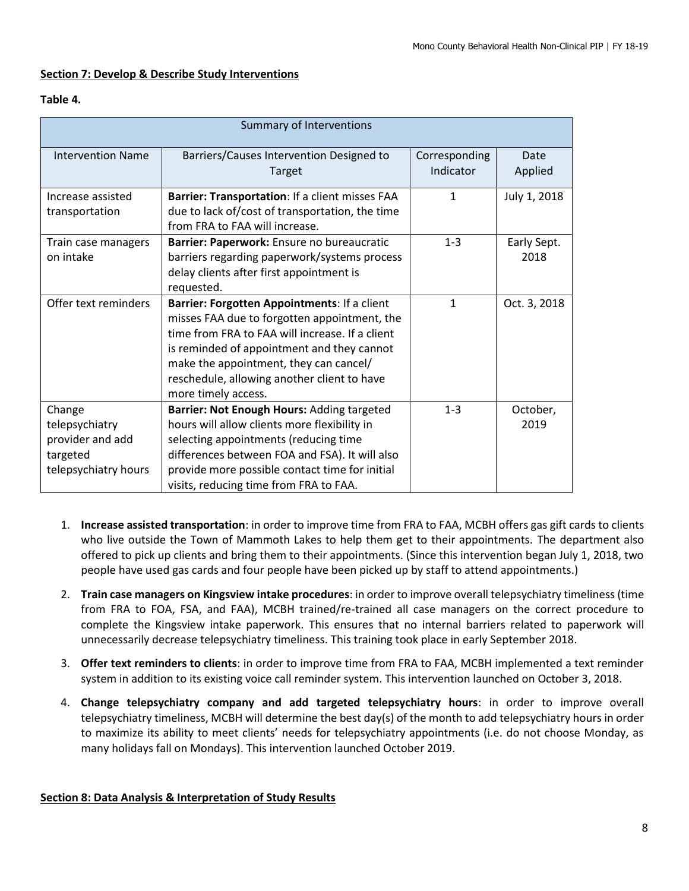**Section 7: Develop & Describe Study Interventions**

**Table 4.**

| Summary of Interventions | | | |
|---|---|---|---|
| Intervention Name | Barriers/Causes Intervention Designed to Target | Corresponding Indicator | Date Applied |
| Increase assisted transportation | **Barrier: Transportation**: If a client misses FAA due to lack of/cost of transportation, the time from FRA to FAA will increase. | 1 | July 1, 2018 |
| Train case managers on intake | **Barrier: Paperwork:** Ensure no bureaucratic barriers regarding paperwork/systems process delay clients after first appointment is requested. | 1-3 | Early Sept. 2018 |
| Offer text reminders | **Barrier: Forgotten Appointments**: If a client misses FAA due to forgotten appointment, the time from FRA to FAA will increase. If a client is reminded of appointment and they cannot make the appointment, they can cancel/ reschedule, allowing another client to have more timely access. | 1 | Oct. 3, 2018 |
| Change telepsychiatry provider and add targeted telepsychiatry hours | **Barrier: Not Enough Hours:** Adding targeted hours will allow clients more flexibility in selecting appointments (reducing time differences between FOA and FSA). It will also provide more possible contact time for initial visits, reducing time from FRA to FAA. | 1-3 | October, 2019 |

1. **Increase assisted transportation**: in order to improve time from FRA to FAA, MCBH offers gas gift cards to clients who live outside the Town of Mammoth Lakes to help them get to their appointments. The department also offered to pick up clients and bring them to their appointments. (Since this intervention began July 1, 2018, two people have used gas cards and four people have been picked up by staff to attend appointments.)
2. **Train case managers on Kingsview intake procedures**: in order to improve overall telepsychiatry timeliness (time from FRA to FOA, FSA, and FAA), MCBH trained/re-trained all case managers on the correct procedure to complete the Kingsview intake paperwork. This ensures that no internal barriers related to paperwork will unnecessarily decrease telepsychiatry timeliness. This training took place in early September 2018.
3. **Offer text reminders to clients**: in order to improve time from FRA to FAA, MCBH implemented a text reminder system in addition to its existing voice call reminder system. This intervention launched on October 3, 2018.
4. **Change telepsychiatry company and add targeted telepsychiatry hours**: in order to improve overall telepsychiatry timeliness, MCBH will determine the best day(s) of the month to add telepsychiatry hours in order to maximize its ability to meet clients' needs for telepsychiatry appointments (i.e. do not choose Monday, as many holidays fall on Mondays). This intervention launched October 2019.

**Section 8: Data Analysis & Interpretation of Study Results**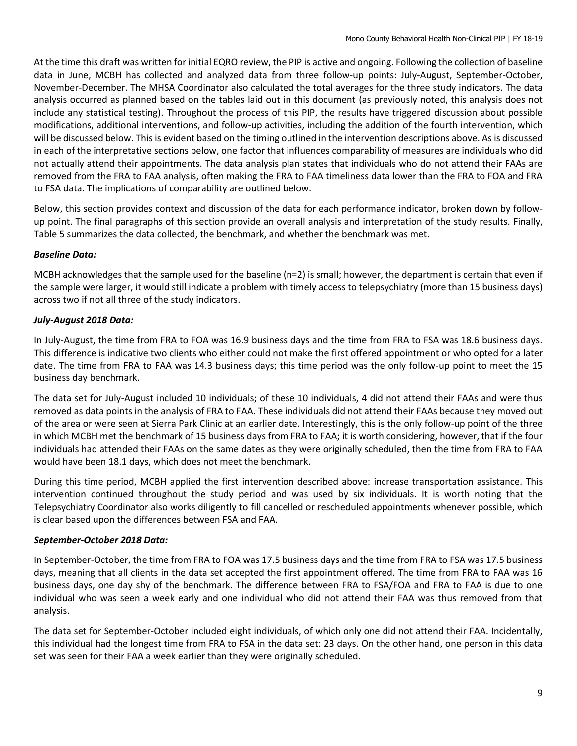At the time this draft was written for initial EQRO review, the PIP is active and ongoing. Following the collection of baseline data in June, MCBH has collected and analyzed data from three follow-up points: July-August, September-October, November-December. The MHSA Coordinator also calculated the total averages for the three study indicators. The data analysis occurred as planned based on the tables laid out in this document (as previously noted, this analysis does not include any statistical testing). Throughout the process of this PIP, the results have triggered discussion about possible modifications, additional interventions, and follow-up activities, including the addition of the fourth intervention, which will be discussed below. This is evident based on the timing outlined in the intervention descriptions above. As is discussed in each of the interpretative sections below, one factor that influences comparability of measures are individuals who did not actually attend their appointments. The data analysis plan states that individuals who do not attend their FAAs are removed from the FRA to FAA analysis, often making the FRA to FAA timeliness data lower than the FRA to FOA and FRA to FSA data. The implications of comparability are outlined below.

Below, this section provides context and discussion of the data for each performance indicator, broken down by follow-up point. The final paragraphs of this section provide an overall analysis and interpretation of the study results. Finally, Table 5 summarizes the data collected, the benchmark, and whether the benchmark was met.

***Baseline Data:***

MCBH acknowledges that the sample used for the baseline (n=2) is small; however, the department is certain that even if the sample were larger, it would still indicate a problem with timely access to telepsychiatry (more than 15 business days) across two if not all three of the study indicators.

***July-August 2018 Data:***

In July-August, the time from FRA to FOA was 16.9 business days and the time from FRA to FSA was 18.6 business days. This difference is indicative two clients who either could not make the first offered appointment or who opted for a later date. The time from FRA to FAA was 14.3 business days; this time period was the only follow-up point to meet the 15 business day benchmark.

The data set for July-August included 10 individuals; of these 10 individuals, 4 did not attend their FAAs and were thus removed as data points in the analysis of FRA to FAA. These individuals did not attend their FAAs because they moved out of the area or were seen at Sierra Park Clinic at an earlier date. Interestingly, this is the only follow-up point of the three in which MCBH met the benchmark of 15 business days from FRA to FAA; it is worth considering, however, that if the four individuals had attended their FAAs on the same dates as they were originally scheduled, then the time from FRA to FAA would have been 18.1 days, which does not meet the benchmark.

During this time period, MCBH applied the first intervention described above: increase transportation assistance. This intervention continued throughout the study period and was used by six individuals. It is worth noting that the Telepsychiatry Coordinator also works diligently to fill cancelled or rescheduled appointments whenever possible, which is clear based upon the differences between FSA and FAA.

***September-October 2018 Data:***

In September-October, the time from FRA to FOA was 17.5 business days and the time from FRA to FSA was 17.5 business days, meaning that all clients in the data set accepted the first appointment offered. The time from FRA to FAA was 16 business days, one day shy of the benchmark. The difference between FRA to FSA/FOA and FRA to FAA is due to one individual who was seen a week early and one individual who did not attend their FAA was thus removed from that analysis.

The data set for September-October included eight individuals, of which only one did not attend their FAA. Incidentally, this individual had the longest time from FRA to FSA in the data set: 23 days. On the other hand, one person in this data set was seen for their FAA a week earlier than they were originally scheduled.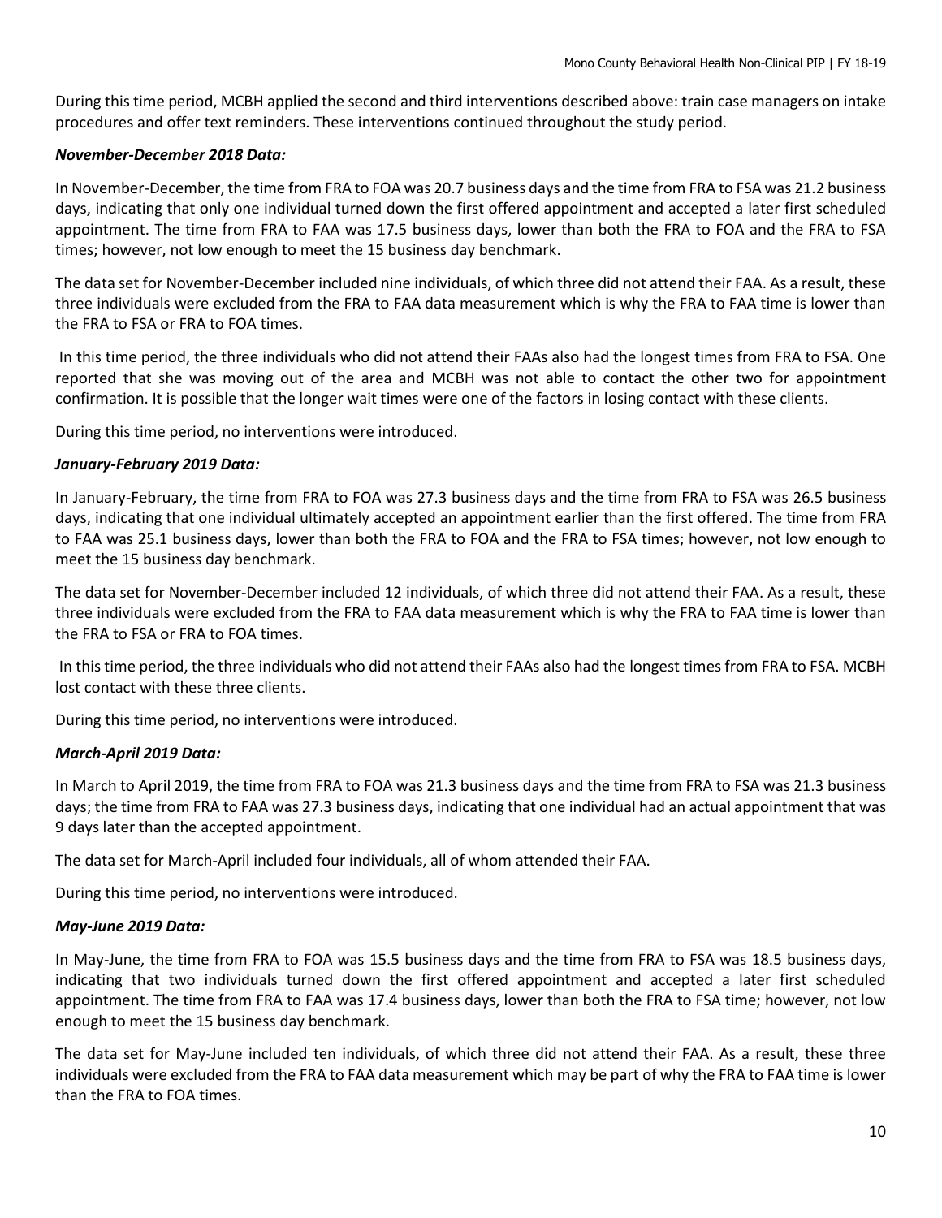During this time period, MCBH applied the second and third interventions described above: train case managers on intake procedures and offer text reminders. These interventions continued throughout the study period.

***November-December 2018 Data:***

In November-December, the time from FRA to FOA was 20.7 business days and the time from FRA to FSA was 21.2 business days, indicating that only one individual turned down the first offered appointment and accepted a later first scheduled appointment. The time from FRA to FAA was 17.5 business days, lower than both the FRA to FOA and the FRA to FSA times; however, not low enough to meet the 15 business day benchmark.

The data set for November-December included nine individuals, of which three did not attend their FAA. As a result, these three individuals were excluded from the FRA to FAA data measurement which is why the FRA to FAA time is lower than the FRA to FSA or FRA to FOA times.

In this time period, the three individuals who did not attend their FAAs also had the longest times from FRA to FSA. One reported that she was moving out of the area and MCBH was not able to contact the other two for appointment confirmation. It is possible that the longer wait times were one of the factors in losing contact with these clients.

During this time period, no interventions were introduced.

***January-February 2019 Data:***

In January-February, the time from FRA to FOA was 27.3 business days and the time from FRA to FSA was 26.5 business days, indicating that one individual ultimately accepted an appointment earlier than the first offered. The time from FRA to FAA was 25.1 business days, lower than both the FRA to FOA and the FRA to FSA times; however, not low enough to meet the 15 business day benchmark.

The data set for November-December included 12 individuals, of which three did not attend their FAA. As a result, these three individuals were excluded from the FRA to FAA data measurement which is why the FRA to FAA time is lower than the FRA to FSA or FRA to FOA times.

In this time period, the three individuals who did not attend their FAAs also had the longest times from FRA to FSA. MCBH lost contact with these three clients.

During this time period, no interventions were introduced.

***March-April 2019 Data:***

In March to April 2019, the time from FRA to FOA was 21.3 business days and the time from FRA to FSA was 21.3 business days; the time from FRA to FAA was 27.3 business days, indicating that one individual had an actual appointment that was 9 days later than the accepted appointment.

The data set for March-April included four individuals, all of whom attended their FAA.

During this time period, no interventions were introduced.

***May-June 2019 Data:***

In May-June, the time from FRA to FOA was 15.5 business days and the time from FRA to FSA was 18.5 business days, indicating that two individuals turned down the first offered appointment and accepted a later first scheduled appointment. The time from FRA to FAA was 17.4 business days, lower than both the FRA to FSA time; however, not low enough to meet the 15 business day benchmark.

The data set for May-June included ten individuals, of which three did not attend their FAA. As a result, these three individuals were excluded from the FRA to FAA data measurement which may be part of why the FRA to FAA time is lower than the FRA to FOA times.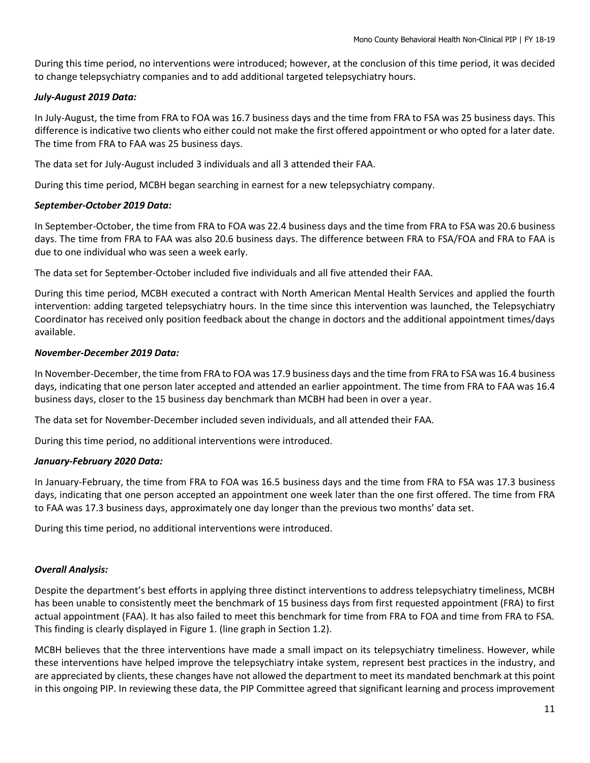During this time period, no interventions were introduced; however, at the conclusion of this time period, it was decided to change telepsychiatry companies and to add additional targeted telepsychiatry hours.

***July-August 2019 Data:***

In July-August, the time from FRA to FOA was 16.7 business days and the time from FRA to FSA was 25 business days. This difference is indicative two clients who either could not make the first offered appointment or who opted for a later date. The time from FRA to FAA was 25 business days.

The data set for July-August included 3 individuals and all 3 attended their FAA.

During this time period, MCBH began searching in earnest for a new telepsychiatry company.

***September-October 2019 Data:***

In September-October, the time from FRA to FOA was 22.4 business days and the time from FRA to FSA was 20.6 business days. The time from FRA to FAA was also 20.6 business days. The difference between FRA to FSA/FOA and FRA to FAA is due to one individual who was seen a week early.

The data set for September-October included five individuals and all five attended their FAA.

During this time period, MCBH executed a contract with North American Mental Health Services and applied the fourth intervention: adding targeted telepsychiatry hours. In the time since this intervention was launched, the Telepsychiatry Coordinator has received only position feedback about the change in doctors and the additional appointment times/days available.

***November-December 2019 Data:***

In November-December, the time from FRA to FOA was 17.9 business days and the time from FRA to FSA was 16.4 business days, indicating that one person later accepted and attended an earlier appointment. The time from FRA to FAA was 16.4 business days, closer to the 15 business day benchmark than MCBH had been in over a year.

The data set for November-December included seven individuals, and all attended their FAA.

During this time period, no additional interventions were introduced.

***January-February 2020 Data:***

In January-February, the time from FRA to FOA was 16.5 business days and the time from FRA to FSA was 17.3 business days, indicating that one person accepted an appointment one week later than the one first offered. The time from FRA to FAA was 17.3 business days, approximately one day longer than the previous two months' data set.

During this time period, no additional interventions were introduced.

***Overall Analysis:***

Despite the department's best efforts in applying three distinct interventions to address telepsychiatry timeliness, MCBH has been unable to consistently meet the benchmark of 15 business days from first requested appointment (FRA) to first actual appointment (FAA). It has also failed to meet this benchmark for time from FRA to FOA and time from FRA to FSA. This finding is clearly displayed in Figure 1. (line graph in Section 1.2).

MCBH believes that the three interventions have made a small impact on its telepsychiatry timeliness. However, while these interventions have helped improve the telepsychiatry intake system, represent best practices in the industry, and are appreciated by clients, these changes have not allowed the department to meet its mandated benchmark at this point in this ongoing PIP. In reviewing these data, the PIP Committee agreed that significant learning and process improvement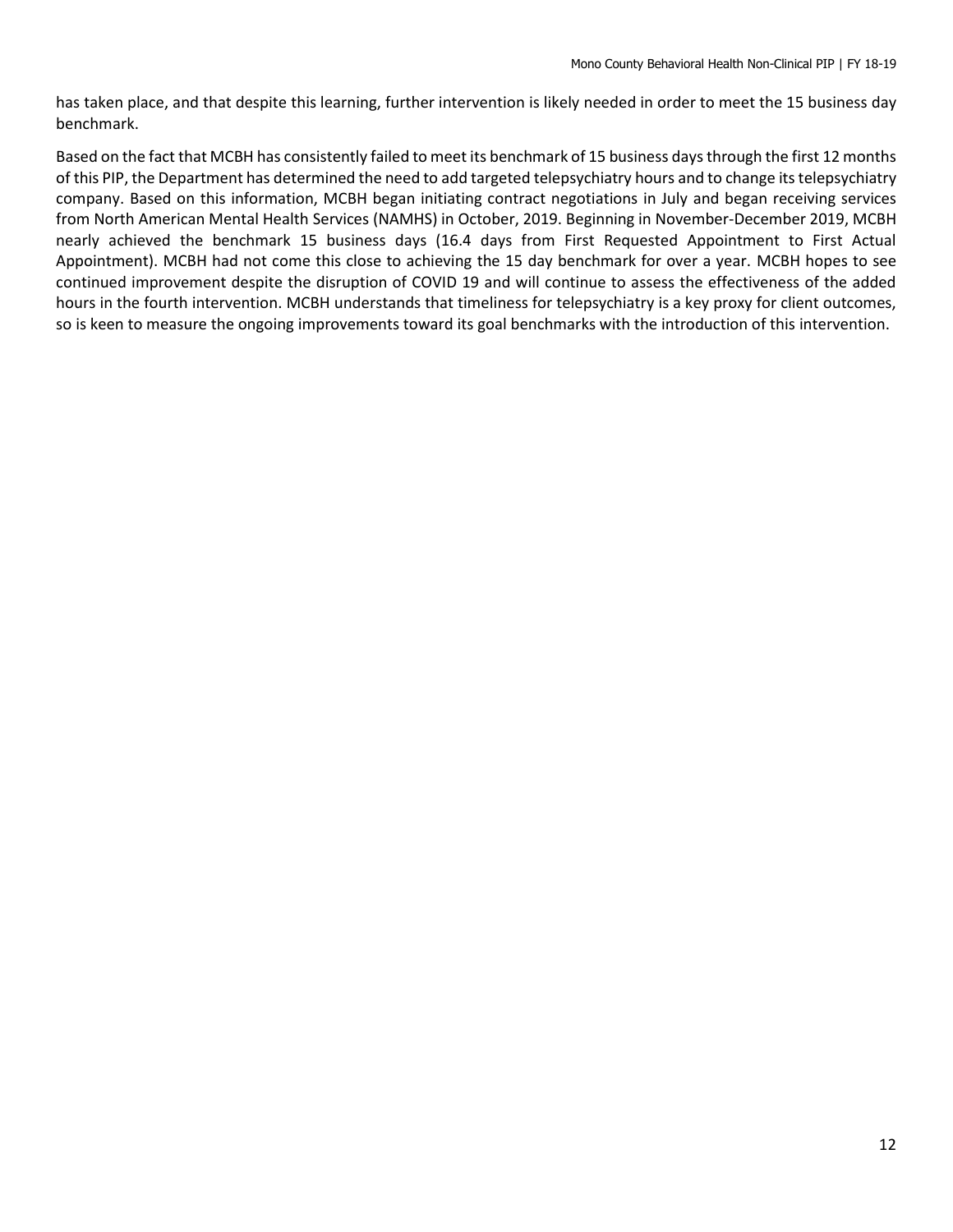has taken place, and that despite this learning, further intervention is likely needed in order to meet the 15 business day benchmark.

Based on the fact that MCBH has consistently failed to meet its benchmark of 15 business days through the first 12 months of this PIP, the Department has determined the need to add targeted telepsychiatry hours and to change its telepsychiatry company. Based on this information, MCBH began initiating contract negotiations in July and began receiving services from North American Mental Health Services (NAMHS) in October, 2019. Beginning in November-December 2019, MCBH nearly achieved the benchmark 15 business days (16.4 days from First Requested Appointment to First Actual Appointment). MCBH had not come this close to achieving the 15 day benchmark for over a year. MCBH hopes to see continued improvement despite the disruption of COVID 19 and will continue to assess the effectiveness of the added hours in the fourth intervention. MCBH understands that timeliness for telepsychiatry is a key proxy for client outcomes, so is keen to measure the ongoing improvements toward its goal benchmarks with the introduction of this intervention.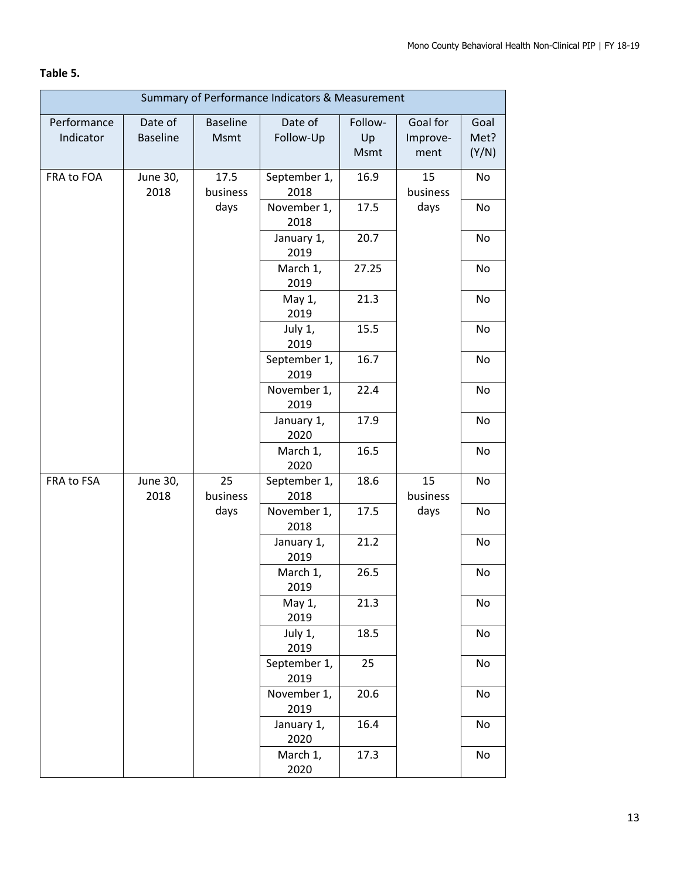**Table 5.**

| Summary of Performance Indicators & Measurement | | | | | | |
|---|---|---|---|---|---|---|
| Performance Indicator | Date of Baseline | Baseline Msmt | Date of Follow-Up | Follow-Up Msmt | Goal for Improve-ment | Goal Met? (Y/N) |
| FRA to FOA | June 30, 2018 | 17.5 business days | September 1, 2018 | 16.9 | 15 business days | No |
| | | | November 1, 2018 | 17.5 | | No |
| | | | January 1, 2019 | 20.7 | | No |
| | | | March 1, 2019 | 27.25 | | No |
| | | | May 1, 2019 | 21.3 | | No |
| | | | July 1, 2019 | 15.5 | | No |
| | | | September 1, 2019 | 16.7 | | No |
| | | | November 1, 2019 | 22.4 | | No |
| | | | January 1, 2020 | 17.9 | | No |
| | | | March 1, 2020 | 16.5 | | No |
| FRA to FSA | June 30, 2018 | 25 business days | September 1, 2018 | 18.6 | 15 business days | No |
| | | | November 1, 2018 | 17.5 | | No |
| | | | January 1, 2019 | 21.2 | | No |
| | | | March 1, 2019 | 26.5 | | No |
| | | | May 1, 2019 | 21.3 | | No |
| | | | July 1, 2019 | 18.5 | | No |
| | | | September 1, 2019 | 25 | | No |
| | | | November 1, 2019 | 20.6 | | No |
| | | | January 1, 2020 | 16.4 | | No |
| | | | March 1, 2020 | 17.3 | | No |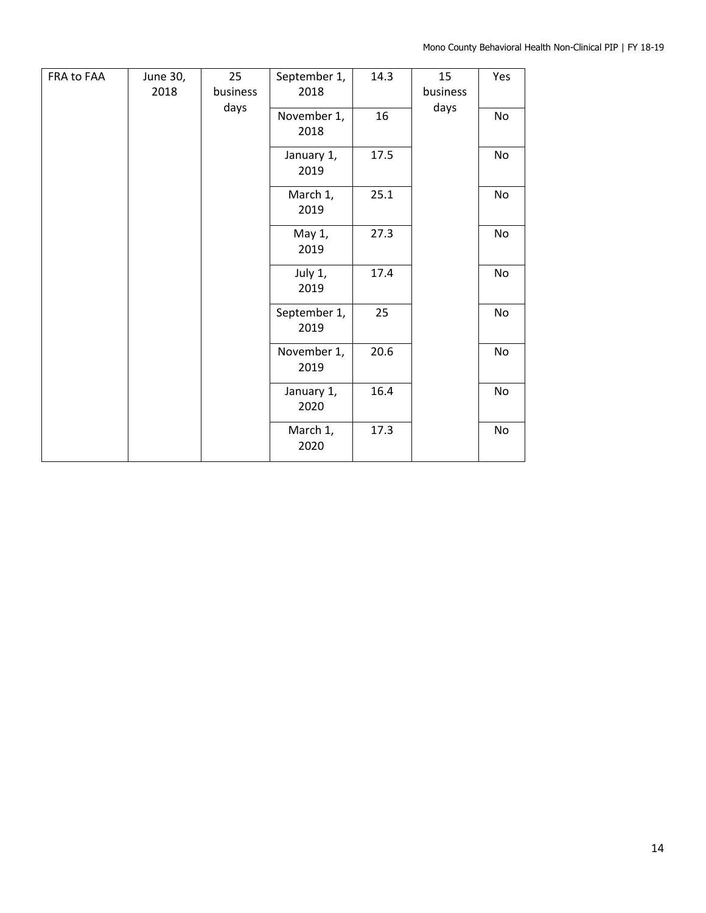| FRA to FAA | June 30, 2018 | 25 business days | September 1, 2018 | 14.3 | 15 business days | Yes |
|---|---|---|---|---|---|---|
| | | | November 1, 2018 | 16 | | No |
| | | | January 1, 2019 | 17.5 | | No |
| | | | March 1, 2019 | 25.1 | | No |
| | | | May 1, 2019 | 27.3 | | No |
| | | | July 1, 2019 | 17.4 | | No |
| | | | September 1, 2019 | 25 | | No |
| | | | November 1, 2019 | 20.6 | | No |
| | | | January 1, 2020 | 16.4 | | No |
| | | | March 1, 2020 | 17.3 | | No |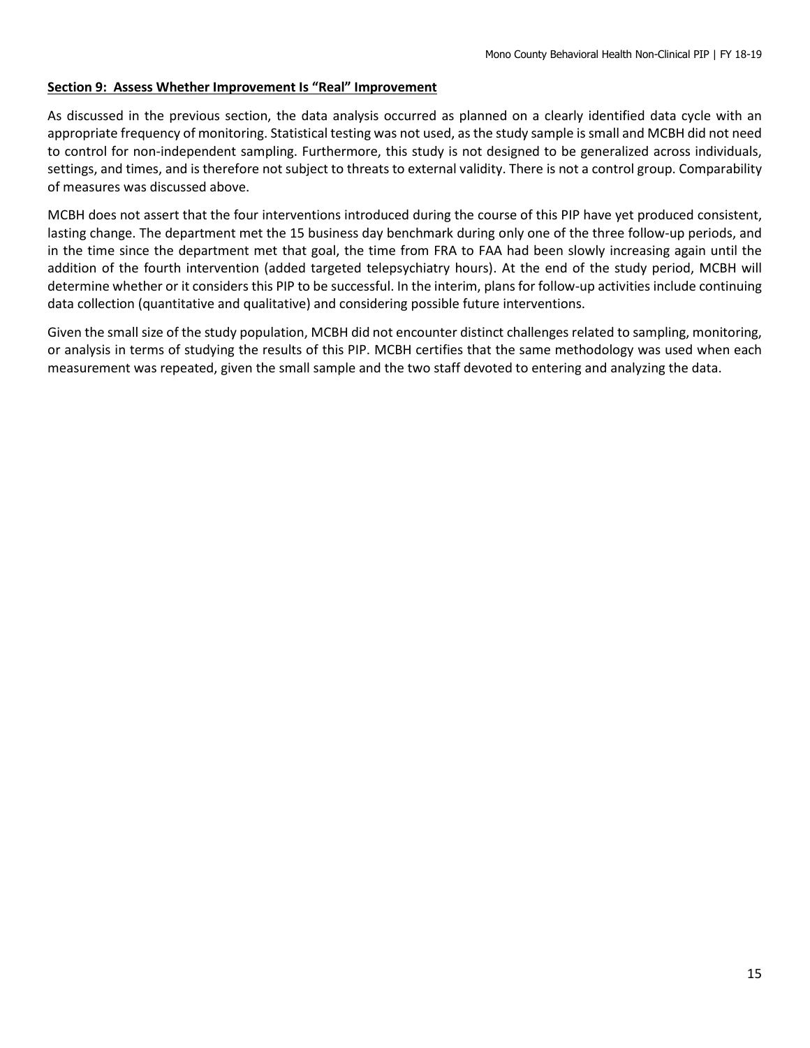**Section 9: Assess Whether Improvement Is "Real" Improvement**

As discussed in the previous section, the data analysis occurred as planned on a clearly identified data cycle with an appropriate frequency of monitoring. Statistical testing was not used, as the study sample is small and MCBH did not need to control for non-independent sampling. Furthermore, this study is not designed to be generalized across individuals, settings, and times, and is therefore not subject to threats to external validity. There is not a control group. Comparability of measures was discussed above.

MCBH does not assert that the four interventions introduced during the course of this PIP have yet produced consistent, lasting change. The department met the 15 business day benchmark during only one of the three follow-up periods, and in the time since the department met that goal, the time from FRA to FAA had been slowly increasing again until the addition of the fourth intervention (added targeted telepsychiatry hours). At the end of the study period, MCBH will determine whether or it considers this PIP to be successful. In the interim, plans for follow-up activities include continuing data collection (quantitative and qualitative) and considering possible future interventions.

Given the small size of the study population, MCBH did not encounter distinct challenges related to sampling, monitoring, or analysis in terms of studying the results of this PIP. MCBH certifies that the same methodology was used when each measurement was repeated, given the small sample and the two staff devoted to entering and analyzing the data.